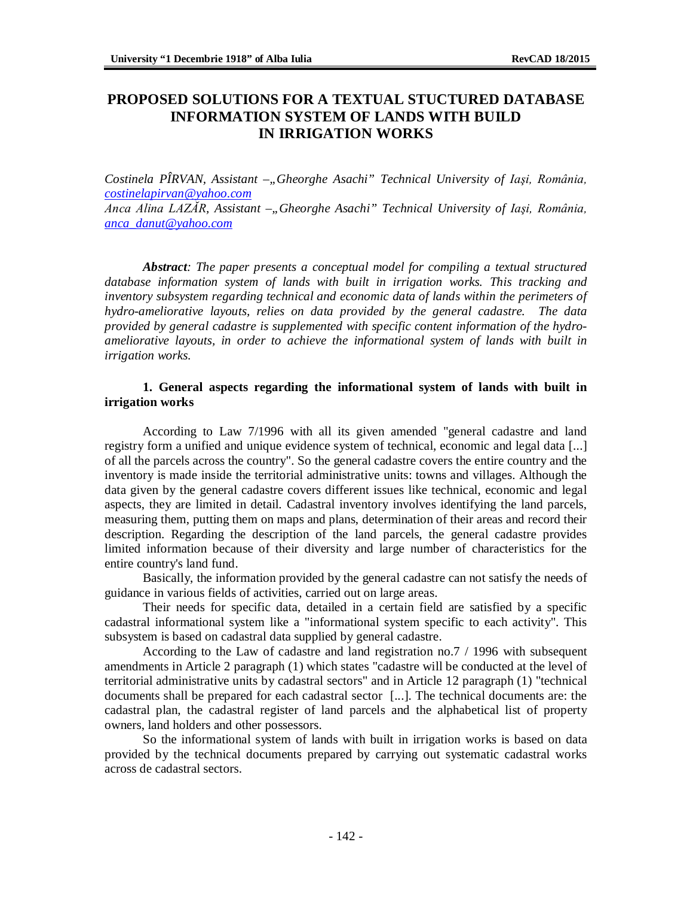# PROPOSED SOLUTIONS FOR A TEXTUAL STUCTURED DATABASE INFORMATION SYSTEM OF LANDS WITH BUILD IN IRRIGATION WORKS

*Costinela PÎRVAN, Assistant –„Gheorghe Asachi" Technical University of Iaşi, România, costinelapirvan@yahoo.com*
*Anca Alina LAZĂR, Assistant –„Gheorghe Asachi" Technical University of Iaşi, România, anca_danut@yahoo.com*

***Abstract**: The paper presents a conceptual model for compiling a textual structured database information system of lands with built in irrigation works. This tracking and inventory subsystem regarding technical and economic data of lands within the perimeters of hydro-ameliorative layouts, relies on data provided by the general cadastre. The data provided by general cadastre is supplemented with specific content information of the hydro-ameliorative layouts, in order to achieve the informational system of lands with built in irrigation works.*

## 1. General aspects regarding the informational system of lands with built in irrigation works

According to Law 7/1996 with all its given amended "general cadastre and land registry form a unified and unique evidence system of technical, economic and legal data [...] of all the parcels across the country". So the general cadastre covers the entire country and the inventory is made inside the territorial administrative units: towns and villages. Although the data given by the general cadastre covers different issues like technical, economic and legal aspects, they are limited in detail. Cadastral inventory involves identifying the land parcels, measuring them, putting them on maps and plans, determination of their areas and record their description. Regarding the description of the land parcels, the general cadastre provides limited information because of their diversity and large number of characteristics for the entire country's land fund.

Basically, the information provided by the general cadastre can not satisfy the needs of guidance in various fields of activities, carried out on large areas.

Their needs for specific data, detailed in a certain field are satisfied by a specific cadastral informational system like a "informational system specific to each activity". This subsystem is based on cadastral data supplied by general cadastre.

According to the Law of cadastre and land registration no.7 / 1996 with subsequent amendments in Article 2 paragraph (1) which states "cadastre will be conducted at the level of territorial administrative units by cadastral sectors" and in Article 12 paragraph (1) "technical documents shall be prepared for each cadastral sector [...]. The technical documents are: the cadastral plan, the cadastral register of land parcels and the alphabetical list of property owners, land holders and other possessors.

So the informational system of lands with built in irrigation works is based on data provided by the technical documents prepared by carrying out systematic cadastral works across de cadastral sectors.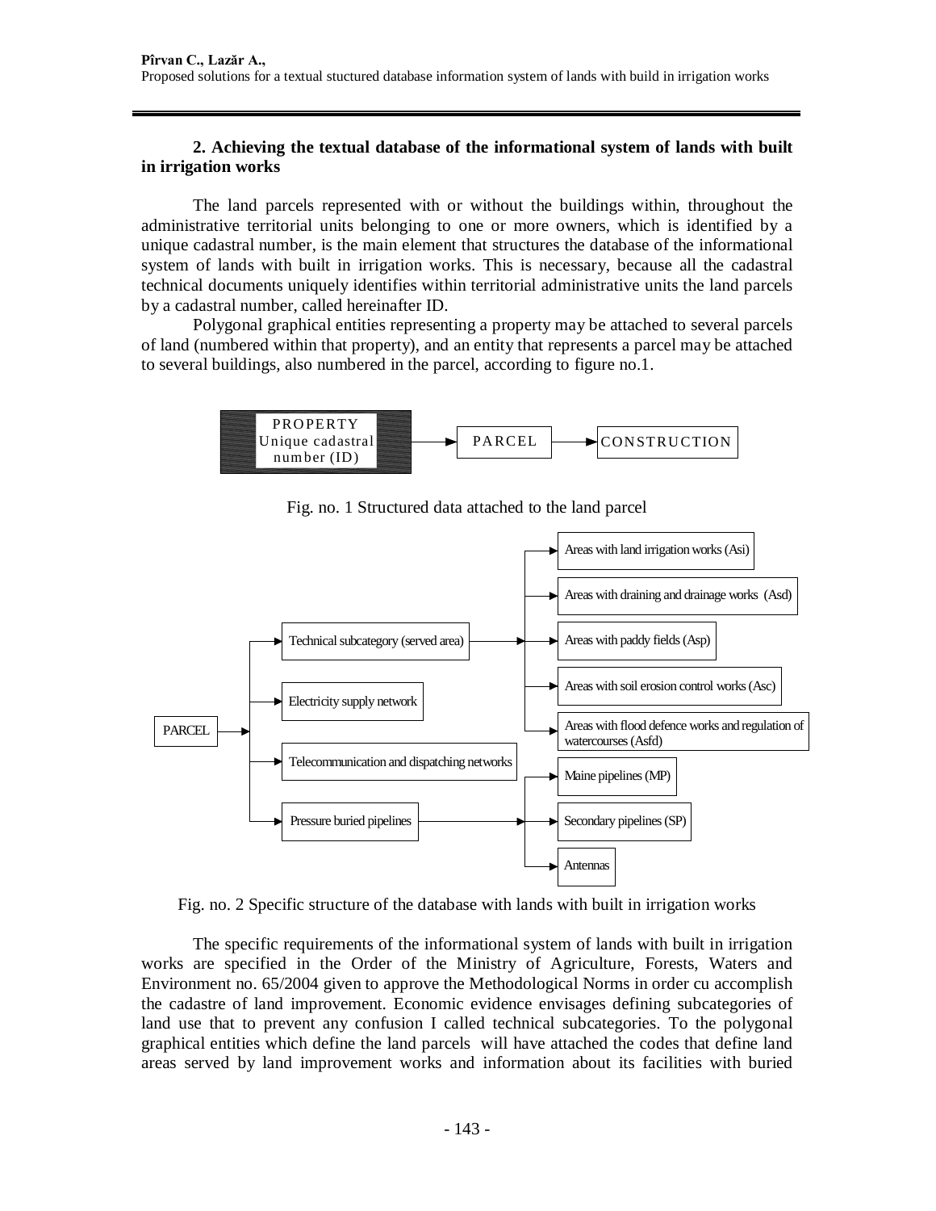## 2. Achieving the textual database of the informational system of lands with built in irrigation works

The land parcels represented with or without the buildings within, throughout the administrative territorial units belonging to one or more owners, which is identified by a unique cadastral number, is the main element that structures the database of the informational system of lands with built in irrigation works. This is necessary, because all the cadastral technical documents uniquely identifies within territorial administrative units the land parcels by a cadastral number, called hereinafter ID.

Polygonal graphical entities representing a property may be attached to several parcels of land (numbered within that property), and an entity that represents a parcel may be attached to several buildings, also numbered in the parcel, according to figure no.1.

PROPERTY Unique cadastral number (ID) → PARCEL → CONSTRUCTION

Fig. no. 1 Structured data attached to the land parcel

PARCEL →
- Technical subcategory (served area) →
  - Areas with land irrigation works (Asi)
  - Areas with draining and drainage works (Asd)
  - Areas with paddy fields (Asp)
  - Areas with soil erosion control works (Asc)
  - Areas with flood defence works and regulation of watercourses (Asfd)
- Electricity supply network
- Telecommunication and dispatching networks
- Pressure buried pipelines →
  - Maine pipelines (MP)
  - Secondary pipelines (SP)
  - Antennas

Fig. no. 2 Specific structure of the database with lands with built in irrigation works

The specific requirements of the informational system of lands with built in irrigation works are specified in the Order of the Ministry of Agriculture, Forests, Waters and Environment no. 65/2004 given to approve the Methodological Norms in order cu accomplish the cadastre of land improvement. Economic evidence envisages defining subcategories of land use that to prevent any confusion I called technical subcategories. To the polygonal graphical entities which define the land parcels will have attached the codes that define land areas served by land improvement works and information about its facilities with buried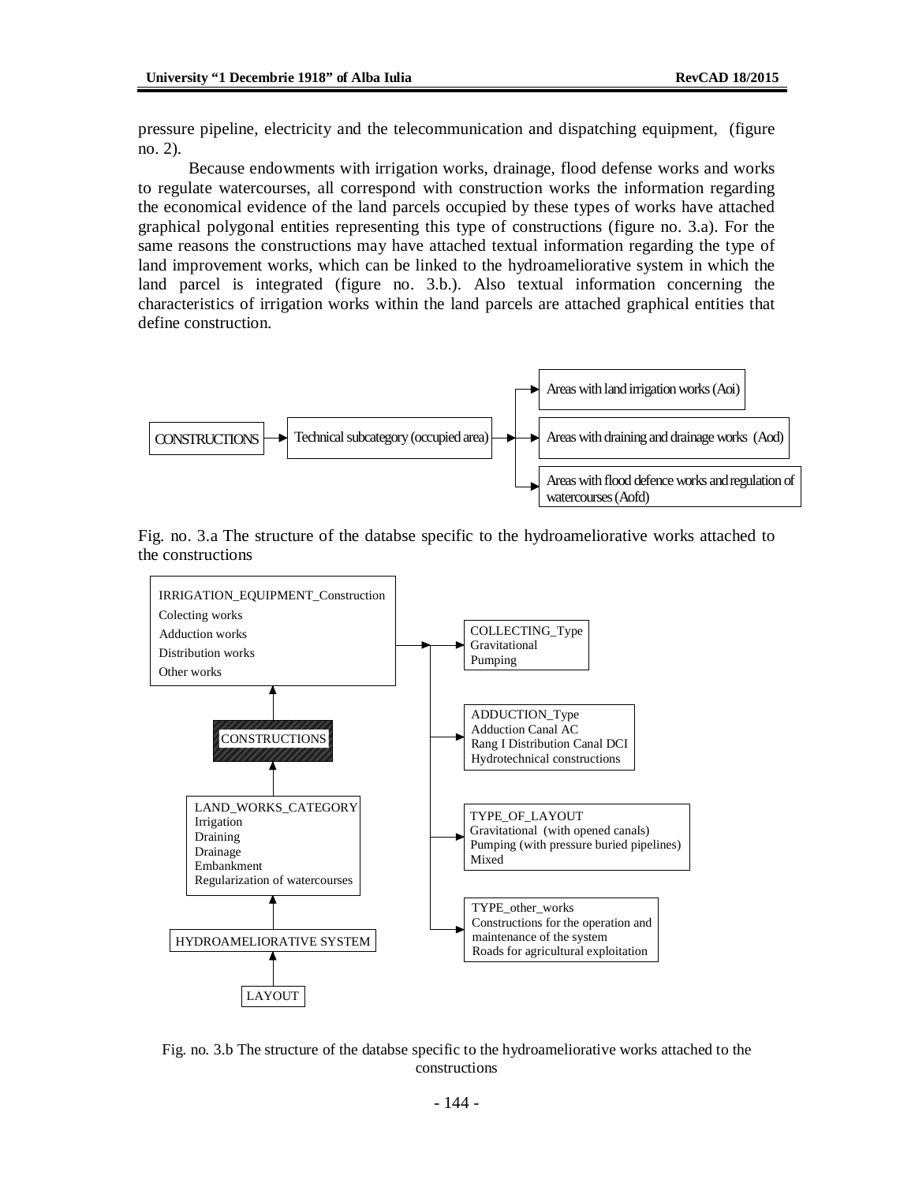pressure pipeline, electricity and the telecommunication and dispatching equipment, (figure no. 2).

Because endowments with irrigation works, drainage, flood defense works and works to regulate watercourses, all correspond with construction works the information regarding the economical evidence of the land parcels occupied by these types of works have attached graphical polygonal entities representing this type of constructions (figure no. 3.a). For the same reasons the constructions may have attached textual information regarding the type of land improvement works, which can be linked to the hydroameliorative system in which the land parcel is integrated (figure no. 3.b.). Also textual information concerning the characteristics of irrigation works within the land parcels are attached graphical entities that define construction.

CONSTRUCTIONS → Technical subcategory (occupied area) → Areas with land irrigation works (Aoi); Areas with draining and drainage works (Aod); Areas with flood defence works and regulation of watercourses (Aofd)

Fig. no. 3.a The structure of the databse specific to the hydroameliorative works attached to the constructions

IRRIGATION_EQUIPMENT_Construction
Colecting works
Adduction works
Distribution works
Other works

COLLECTING_Type
Gravitational
Pumping

ADDUCTION_Type
Adduction Canal AC
Rang I Distribution Canal DCI
Hydrotechnical constructions

CONSTRUCTIONS

TYPE_OF_LAYOUT
Gravitational (with opened canals)
Pumping (with pressure buried pipelines)
Mixed

LAND_WORKS_CATEGORY
Irrigation
Draining
Drainage
Embankment
Regularization of watercourses

TYPE_other_works
Constructions for the operation and maintenance of the system
Roads for agricultural exploitation

HYDROAMELIORATIVE SYSTEM

LAYOUT

Fig. no. 3.b The structure of the databse specific to the hydroameliorative works attached to the constructions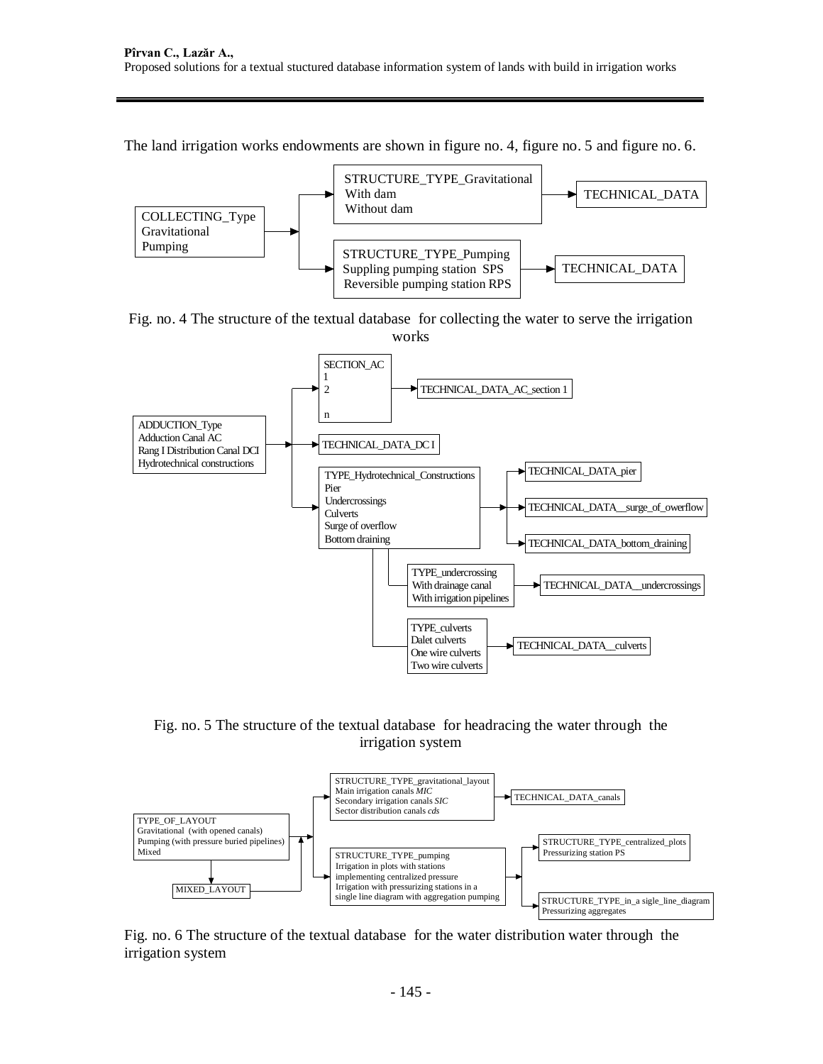The land irrigation works endowments are shown in figure no. 4, figure no. 5 and figure no. 6.

COLLECTING_Type
Gravitational
Pumping

STRUCTURE_TYPE_Gravitational
With dam
Without dam

TECHNICAL_DATA

STRUCTURE_TYPE_Pumping
Suppling pumping station SPS
Reversible pumping station RPS

TECHNICAL_DATA

Fig. no. 4 The structure of the textual database for collecting the water to serve the irrigation works

ADDUCTION_Type
Adduction Canal AC
Rang I Distribution Canal DCI
Hydrotechnical constructions

SECTION_AC
1
2

n

TECHNICAL_DATA_AC_section 1

TECHNICAL_DATA_DC I

TYPE_Hydrotechnical_Constructions
Pier
Undercrossings
Culverts
Surge of overflow
Bottom draining

TECHNICAL_DATA_pier

TECHNICAL_DATA__surge_of_owerflow

TECHNICAL_DATA_bottom_draining

TYPE_undercrossing
With drainage canal
With irrigation pipelines

TECHNICAL_DATA__undercrossings

TYPE_culverts
Dalet culverts
One wire culverts
Two wire culverts

TECHNICAL_DATA__culverts

Fig. no. 5 The structure of the textual database for headracing the water through the irrigation system

TYPE_OF_LAYOUT
Gravitational (with opened canals)
Pumping (with pressure buried pipelines)
Mixed

MIXED_LAYOUT

STRUCTURE_TYPE_gravitational_layout
Main irrigation canals *MIC*
Secondary irrigation canals *SIC*
Sector distribution canals *cds*

TECHNICAL_DATA_canals

STRUCTURE_TYPE_pumping
Irrigation in plots with stations implementing centralized pressure
Irrigation with pressurizing stations in a single line diagram with aggregation pumping

STRUCTURE_TYPE_centralized_plots
Pressurizing station PS

STRUCTURE_TYPE_in_a sigle_line_diagram
Pressurizing aggregates

Fig. no. 6 The structure of the textual database for the water distribution water through the irrigation system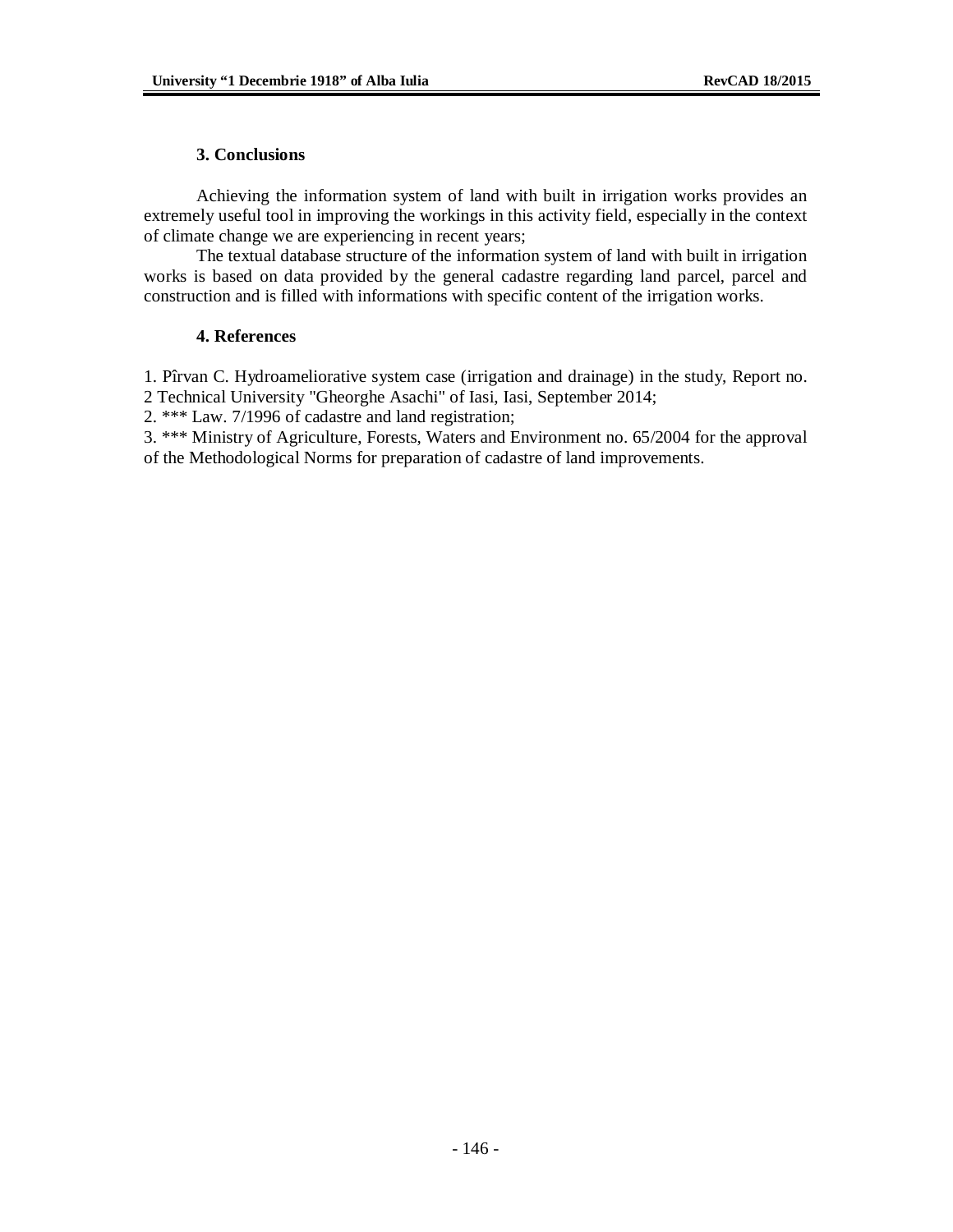## 3. Conclusions

Achieving the information system of land with built in irrigation works provides an extremely useful tool in improving the workings in this activity field, especially in the context of climate change we are experiencing in recent years;

The textual database structure of the information system of land with built in irrigation works is based on data provided by the general cadastre regarding land parcel, parcel and construction and is filled with informations with specific content of the irrigation works.

## 4. References

1. Pîrvan C. Hydroameliorative system case (irrigation and drainage) in the study, Report no. 2 Technical University "Gheorghe Asachi" of Iasi, Iasi, September 2014;
2. *** Law. 7/1996 of cadastre and land registration;
3. *** Ministry of Agriculture, Forests, Waters and Environment no. 65/2004 for the approval of the Methodological Norms for preparation of cadastre of land improvements.